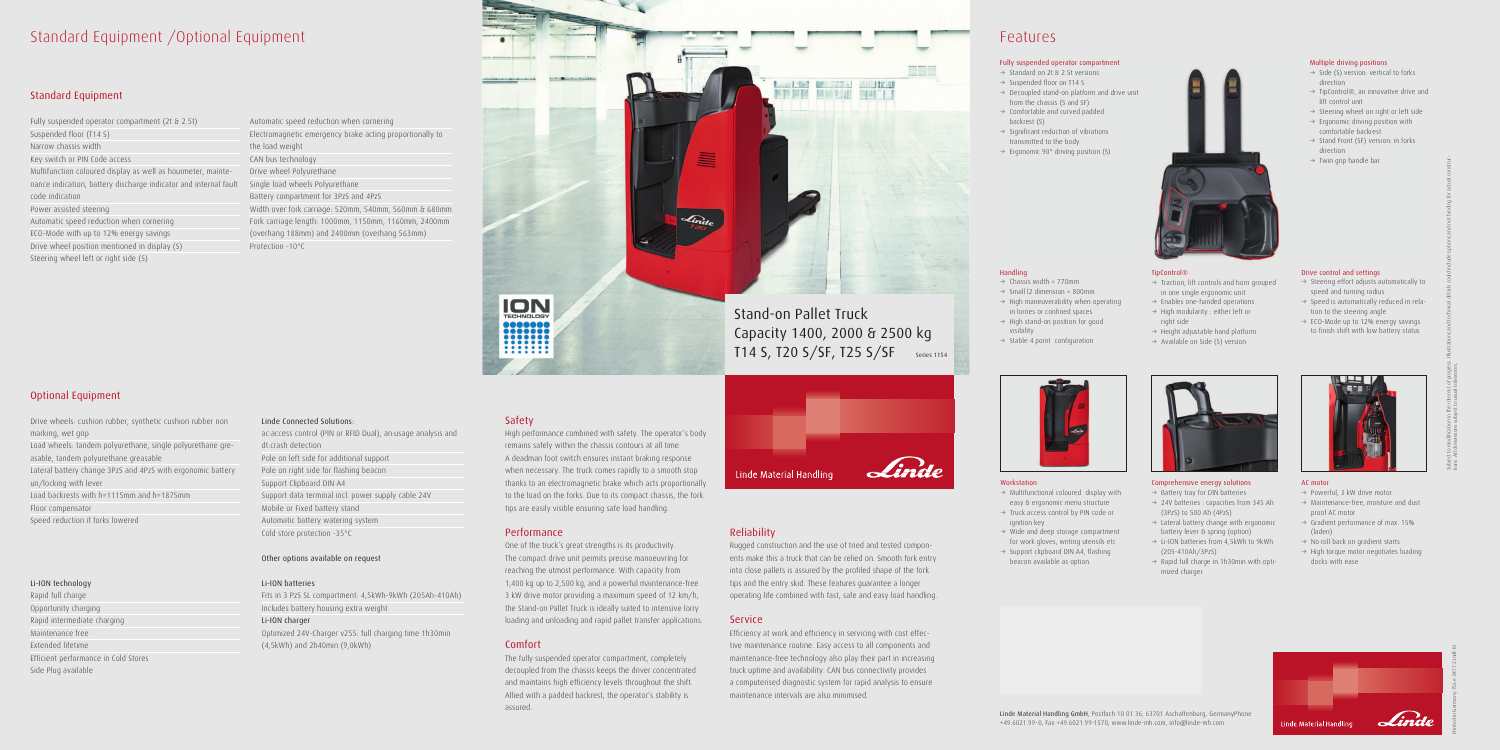# Standard Equipment /Optional Equipment

## Standard Equipment

- Fully suspended operator compartment (2t & 2.5t)
- Suspended floor (T14 S)
- Narrow chassis width
- Key switch or PIN Code access
- Multifunction coloured display as well as hourmeter, maintenance indication, battery discharge indicator and internal fault code indication
- Power assisted steering
- Automatic speed reduction when cornering
- ECO-Mode with up to 12% energy savings
- Drive wheel position mentioned in display (S)
- Steering wheel left or right side (S)
- Automatic speed reduction when cornering
- Electromagnetic emergency brake acting proportionally to the load weight
- CAN bus technology
- Drive wheel Polyurethane
- Single load wheels Polyurethane
- Battery compartment for 3PzS and 4PzS
- Width over fork carriage: 520mm, 540mm, 560mm & 680mm
- Fork carriage length: 1000mm, 1150mm, 1160mm, 2400mm (overhang 188mm) and 2400mm (overhang 563mm)
- Protection -10°C

## Optional Equipment

- Drive wheels: cushion rubber, synthetic cushion rubber non marking, wet grip
- Load wheels: Tandem polyurethane, single polyurethane greasable, tandem polyurethane greasable
- Lateral battery change 3PzS and 4PzS with ergonomic battery un/locking with lever
- Load backrests with h=1115mm and h=1875mm
- Floor compensator
- Speed reduction if forks lowered

### Linde Connected Solutions:

- ac:access control (PIN or RFID Dual), an:usage analysis and dt:crash detection
- Pole on left side for additional support
- Pole on right side for flashing beacon
- Support Clipboard DIN A4
- Support data terminal incl. power supply cable 24V
- Mobile or Fixed battery stand
- Automatic battery watering system
- Cold store protection -35°C

### Other options available on request

### Li-ION technology

- Rapid full charge
- Opportunity charging
- Rapid intermediate charging
- Maintenance free
- Extended lifetime
- Efficient performance in Cold Stores
- Side Plug available

### Li-ION batteries

Fits in 3 PzS SL compartment: 4,5kWh-9kWh (205Ah-410Ah)
Includes battery housing extra weight

### Li-ION charger

Optimized 24V-Charger v255: full charging time 1h30min (4,5kWh) and 2h40min (9,0kWh)

# Stand-on Pallet Truck Capacity 1400, 2000 & 2500 kg T14 S, T20 S/SF, T25 S/SF

Series 1154

Linde Material Handling

## Safety

High performance combined with safety. The operator's body remains safely within the chassis contours at all time. A deadman foot switch ensures instant braking response when necessary. The truck comes rapidly to a smooth stop thanks to an electromagnetic brake which acts proportionally to the load on the forks. Due to its compact chassis, the fork tips are easily visible ensuring safe load handling.

## Performance

One of the truck's great strengths is its productivity. The compact drive unit permits precise manoeuvring for reaching the utmost performance. With capacity from 1,400 kg up to 2,500 kg, and a powerful maintenance-free 3 kW drive motor providing a maximum speed of 12 km/h, the Stand-on Pallet Truck is ideally suited to intensive lorry loading and unloading and rapid pallet transfer applications.

## Comfort

The fully suspended operator compartment, completely decoupled from the chassis keeps the driver concentrated and maintains high efficiency levels throughout the shift. Allied with a padded backrest, the operator's stability is assured.

## Reliability

Rugged construction and the use of tried and tested components make this a truck that can be relied on. Smooth fork entry into close pallets is assured by the profiled shape of the fork tips and the entry skid. These features guarantee a longer operating life combined with fast, safe and easy load handling.

## Service

Efficiency at work and efficiency in servicing with cost effective maintenance routine. Easy access to all components and maintenance-free technology also play their part in increasing truck uptime and availability. CAN bus connectivity provides a computerised diagnostic system for rapid analysis to ensure maintenance intervals are also minimised.

# Features

### Fully suspended operator compartment

- → Standard on 2t & 2.5t versions
- → Suspended floor on T14 S
- → Decoupled stand-on platform and drive unit from the chassis (S and SF)
- → Comfortable and curved padded backrest (S)
- → Significant reduction of vibrations transmitted to the body
- → Ergonomic 90° driving position (S)

### Multiple driving positions

- → Side (S) version: vertical to forks direction
- → TipControl®, an innovative drive and lift control unit
- → Steering wheel on right or left side
- → Ergonomic driving position with comfortable backrest
- → Stand Front (SF) version: in forks direction
- → Twin grip handle bar

### Handling

- → Chassis width = 770mm
- → Small l2 dimension = 800mm
- → High maneuverability when operating in lorries or confined spaces
- → High stand-on position for good visibility
- → Stable 4 point configuration

### TipControl®

- → Traction, lift controls and horn grouped in one single ergonomic unit
- → Enables one-handed operations
- → High modularity : either left or right side
- → Height adjustable hand platform
- → Available on Side (S) version

### Drive control and settings

- → Steering effort adjusts automatically to speed and turning radius
- → Speed is automatically reduced in relation to the steering angle
- → ECO-Mode up to 12% energy savings to finish shift with low battery status

### Workstation

- → Multifunctional coloured display with easy & ergonomic menu structure
- → Truck access control by PIN code or ignition key
- → Wide and deep storage compartment for work gloves, writing utensils etc
- → Support clipboard DIN A4, flashing beacon available as option

### Comprehensive energy solutions

- → Battery tray for DIN batteries
- → 24V batteries : capacities from 345 Ah (3PzS) to 500 Ah (4PzS)
- → Lateral battery change with ergonomic battery lever & spring (option)
- → Li-ION batteries from 4,5kWh to 9kWh (205-410Ah/3PzS)
- → Rapid full charge in 1h30min with optimized charger

### AC motor

- → Powerful, 3 kW drive motor
- → Maintenance-free, moisture and dust proof AC motor
- → Gradient performance of max. 15% (laden)
- → No roll back on gradient starts
- → High torque motor negotiates loading docks with ease

Linde Material Handling GmbH, Postfach 10 01 36, 63701 Aschaffenburg, GermanyPhone +49.6021.99-0, Fax +49.6021.99-1570, www.linde-mh.com, info@linde-mh.com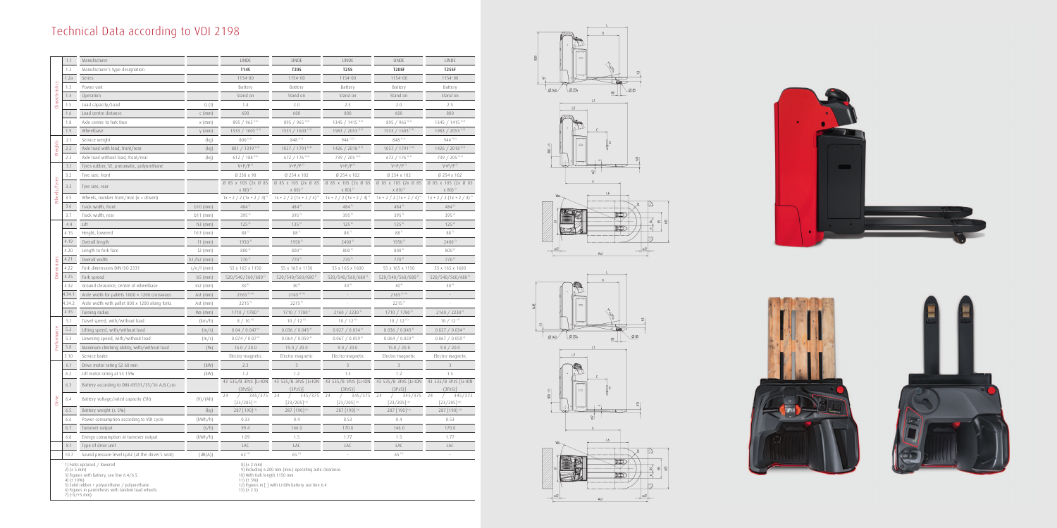# Technical Data according to VDI 2198

| | | | | | | | | |
|---|---|---|---|---|---|---|---|---|
| Characteristics | 1.1 | Manufacturer | | LINDE | LINDE | LINDE | LINDE | LINDE |
| | 1.2 | Manufacturer's type designation | | **T14** | **T20S** | **T25S** | **T20SF** | **T25SF** |
| | 1.2a | Series | | 1154-00 | 1154-00 | 1154-00 | 1154-00 | 1154-00 |
| | 1.3 | Power unit | | Battery | Battery | Battery | Battery | Battery |
| | 1.4 | Operation | | Stand on | Stand on | Stand on | Stand on | Stand on |
| | 1.5 | Load capacity/Load | Q (t) | 1.4 | 2.0 | 2.5 | 2.0 | 2.5 |
| | 1.6 | Load centre distance | c (mm) | 600 | 600 | 800 | 600 | 800 |
| | 1.8 | Axle centre to fork face | x (mm) | 895 / 965 [1) 3)] | 895 / 965 [1) 3)] | 1345 / 1415 [1) 3)] | 895 / 965 [1) 3)] | 1345 / 1415 [1) 3)] |
| | 1.9 | Wheelbase | y (mm) | 1533 / 1603 [1) 3)] | 1533 / 1603 [1) 3)] | 1983 / 2053 [1) 3)] | 1533 / 1603 [1) 3)] | 1983 / 2053 [1) 3)] |
| Weights | 2.1 | Service weight | (kg) | 800 [3) 4)] | 848 [3) 4)] | 944 [3) 4)] | 848 [3) 4)] | 944 [3) 4)] |
| | 2.2 | Axle load with load, front/rear | (kg) | 881 / 1319 [3) 4)] | 1057 / 1791 [3) 4)] | 1426 / 2018 [3) 4)] | 1057 / 1791 [3) 4)] | 1426 / 2018 [3) 4)] |
| | 2.3 | Axle load without load, front/rear | (kg) | 612 / 188 [3) 4)] | 672 / 176 [3) 4)] | 739 / 205 [3) 4)] | 672 / 176 [3) 4)] | 739 / 205 [3) 4)] |
| Wheels/Tyres | 3.1 | Tyres rubber, SE, pneumatic, polyurethane | | V+P/P [5)] | V+P/P [5)] | V+P/P [5)] | V+P/P [5)] | V+P/P [5)] |
| | 3.2 | Tyre size, front | | Ø 230 x 90 | Ø 254 x 102 | Ø 254 x 102 | Ø 254 x 102 | Ø 254 x 102 |
| | 3.3 | Tyre size, rear | | Ø 85 x 105 (2x Ø 85 x 80) [6)] | Ø 85 x 105 (2x Ø 85 x 80) [6)] | Ø 85 x 105 (2x Ø 85 x 80) [6)] | Ø 85 x 105 (2x Ø 85 x 80) [6)] | Ø 85 x 105 (2x Ø 85 x 80) [6)] |
| | 3.5 | Wheels, number front/rear (x = driven) | | 1x + 2 / 2 (1x + 2 / 4) [6)] | 1x + 2 / 2 (1x + 2 / 4) [6)] | 1x + 2 / 2 (1x + 2 / 4) [6)] | 1x + 2 / 2 (1x + 2 / 4) [6)] | 1x + 2 / 2 (1x + 2 / 4) [6)] |
| | 3.6 | Track width, front | b10 (mm) | 484 [2)] | 484 [2)] | 484 [2)] | 484 [2)] | 484 [2)] |
| | 3.7 | Track width, rear | b11 (mm) | 395 [2)] | 395 [2)] | 395 [2)] | 395 [2)] | 395 [2)] |
| Dimensions | 4.4 | Lift | h3 (mm) | 125 [2)] | 125 [2)] | 125 [2)] | 125 [2)] | 125 [2)] |
| | 4.15 | Height, lowered | h13 (mm) | 88 [7)] | 88 [7)] | 88 [7)] | 88 [7)] | 88 [7)] |
| | 4.19 | Overall length | l1 (mm) | 1950 [8)] | 1950 [8)] | 2400 [8)] | 1950 [8)] | 2400 [8)] |
| | 4.20 | Length to fork face | l2 (mm) | 800 [8)] | 800 [8)] | 800 [8)] | 800 [8)] | 800 [8)] |
| | 4.21 | Overall width | b1/b2 (mm) | 770 [8)] | 770 [8)] | 770 [8)] | 770 [8)] | 770 [8)] |
| | 4.22 | Fork dimensions DIN ISO 2331 | s/e/l (mm) | 55 x 165 x 1150 | 55 x 165 x 1150 | 55 x 165 x 1600 | 55 x 165 x 1150 | 55 x 165 x 1600 |
| | 4.25 | Fork spread | b5 (mm) | 520/540/560/680 [2)] | 520/540/560/680 [2)] | 520/540/560/680 [2)] | 520/540/560/680 [2)] | 520/540/560/680 [2)] |
| | 4.32 | Ground clearance, centre of wheelbase | m2 (mm) | 30 [8)] | 30 [8)] | 30 [8)] | 30 [8)] | 30 [8)] |
| | 4.34.1 | Aisle width for pallets 1000 × 1200 crossways | Ast (mm) | 2165 [9) 10)] | 2165 [9) 10)] | - | 2165 [9) 10)] | - |
| | 4.34.2 | Aisle width with pallet 800 x 1200 along forks | Ast (mm) | 2215 [9)] | 2215 [9)] | - | 2215 [9)] | - |
| | 4.35 | Turning radius | Wa (mm) | 1710 / 1780 [1)] | 1710 / 1780 [1)] | 2160 / 2230 [1)] | 1710 / 1780 [1)] | 2160 / 2230 [1)] |
| Performance | 5.1 | Travel speed, with/without load | (km/h) | 8 / 10 [11)] | 10 / 12 [11)] | 10 / 12 [11)] | 10 / 12 [11)] | 10 / 12 [11)] |
| | 5.2 | Lifting speed, with/without load | (m/s) | 0.04 / 0.047 [4)] | 0.036 / 0.043 [4)] | 0.027 / 0.034 [4)] | 0.036 / 0.043 [4)] | 0.027 / 0.034 [4)] |
| | 5.3 | Lowering speed, with/without load | (m/s) | 0.074 / 0.07 [4)] | 0.064 / 0.059 [4)] | 0.067 / 0.059 [4)] | 0.064 / 0.059 [4)] | 0.067 / 0.059 [4)] |
| | 5.8 | Maximum climbing ability, with/without load | (%) | 16.0 / 20.0 | 15.0 / 20.0 | 9.0 / 20.0 | 15.0 / 20.0 | 9.0 / 20.0 |
| | 5.10 | Service brake | | Electro-magnetic | Electro-magnetic | Electro-magnetic | Electro-magnetic | Electro-magnetic |
| Drive | 6.1 | Drive motor rating S2 60 min | (kW) | 2.3 | 3 | 3 | 3 | 3 |
| | 6.2 | Lift motor rating at S3 15% | (kW) | 1.2 | 1.2 | 1.5 | 1.2 | 1.5 |
| | 6.3 | Battery according to DIN 43531/35/36 A,B,C,no | | 43 535/B 3PzS [Li-ION (3PzS)] | 43 535/B 3PzS [Li-ION (3PzS)] | 43 535/B 3PzS [Li-ION (3PzS)] | 43 535/B 3PzS [Li-ION (3PzS)] | 43 535/B 3PzS [Li-ION (3PzS)] |
| | 6.4 | Battery voltage/rated capacity (5h) | (V)/(Ah) | 24 / 345/375 [23/205] [12)] | 24 / 345/375 [23/205] [12)] | 24 / 345/375 [23/205] [12)] | 24 / 345/375 [23/205] [12)] | 24 / 345/375 [23/205] [12)] |
| | 6.5 | Battery weight (± 5%) | (kg) | 287 [190] [12)] | 287 [190] [12)] | 287 [190] [12)] | 287 [190] [12)] | 287 [190] [12)] |
| | 6.6 | Power consumption according to VDI cycle | (kWh/h) | 0.33 | 0.4 | 0.53 | 0.4 | 0.53 |
| | 6.7 | Turnover output | (t/h) | 99.4 | 146.0 | 170.0 | 146.0 | 170.0 |
| | 6.8 | Energy consumption at turnover output | (kWh/h) | 1.09 | 1.5 | 1.77 | 1.5 | 1.77 |
| | 8.1 | Type of drive unit | | LAC | LAC | LAC | LAC | LAC |
| | 10.7 | Sound pressure level LpAZ (at the driver's seat) | (dB(A)) | 62 [13)] | 65 [13)] | - | 65 [13)] | - |

1) Forks upraised / lowered
2) (± 5 mm)
3) Figures with battery, see line 6.4/6.5
4) (± 10%)
5) Solid rubber + polyurethane / polyurethane
6) Figures in parenthesis with tandem load wheels.
7) (-0/+5 mm)
8) (± 2 mm)
9) Including a 200 mm (min.) operating aisle clearance.
10) With fork length 1150 mm
11) (± 5%)
12) Figures in [ ] with Li-ION battery see line 6.4
13) (± 2.5)